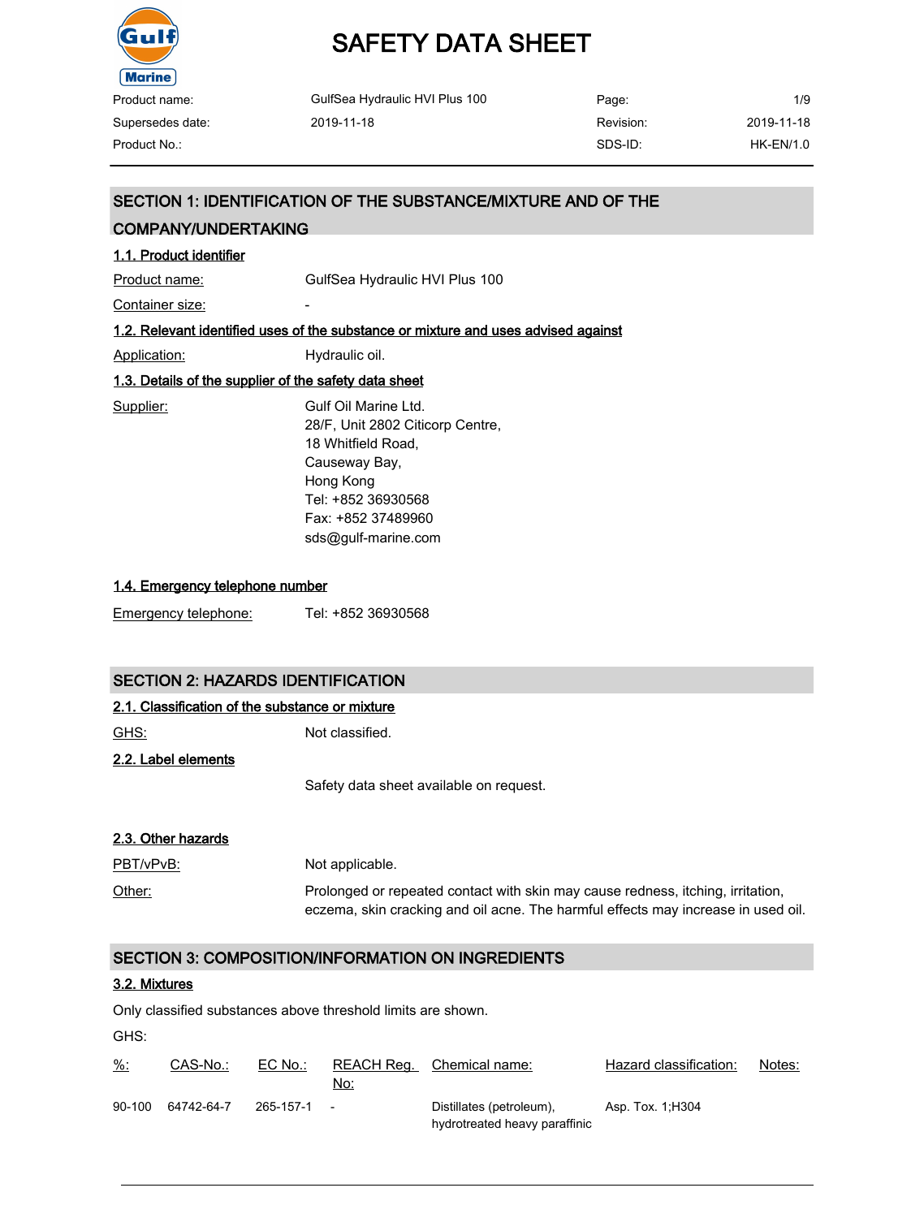# SAFETY DATA SHEET

| Product name: | GulfSea Hydraulic HVI Plus 100 | Page: | 1/9 |
|---|---|---|---|
| Supersedes date: | 2019-11-18 | Revision: | 2019-11-18 |
| Product No.: | | SDS-ID: | HK-EN/1.0 |

## SECTION 1: IDENTIFICATION OF THE SUBSTANCE/MIXTURE AND OF THE COMPANY/UNDERTAKING

### 1.1. Product identifier

Product name: GulfSea Hydraulic HVI Plus 100

Container size: -

### 1.2. Relevant identified uses of the substance or mixture and uses advised against

Application: Hydraulic oil.

### 1.3. Details of the supplier of the safety data sheet

Supplier:
Gulf Oil Marine Ltd.
28/F, Unit 2802 Citicorp Centre,
18 Whitfield Road,
Causeway Bay,
Hong Kong
Tel: +852 36930568
Fax: +852 37489960
sds@gulf-marine.com

### 1.4. Emergency telephone number

Emergency telephone: Tel: +852 36930568

## SECTION 2: HAZARDS IDENTIFICATION

### 2.1. Classification of the substance or mixture

GHS: Not classified.

### 2.2. Label elements

Safety data sheet available on request.

### 2.3. Other hazards

PBT/vPvB: Not applicable.

Other: Prolonged or repeated contact with skin may cause redness, itching, irritation, eczema, skin cracking and oil acne. The harmful effects may increase in used oil.

## SECTION 3: COMPOSITION/INFORMATION ON INGREDIENTS

### 3.2. Mixtures

Only classified substances above threshold limits are shown.

GHS:

| %: | CAS-No.: | EC No.: | REACH Reg. No: | Chemical name: | Hazard classification: | Notes: |
|---|---|---|---|---|---|---|
| 90-100 | 64742-64-7 | 265-157-1 | - | Distillates (petroleum), hydrotreated heavy paraffinic | Asp. Tox. 1;H304 | |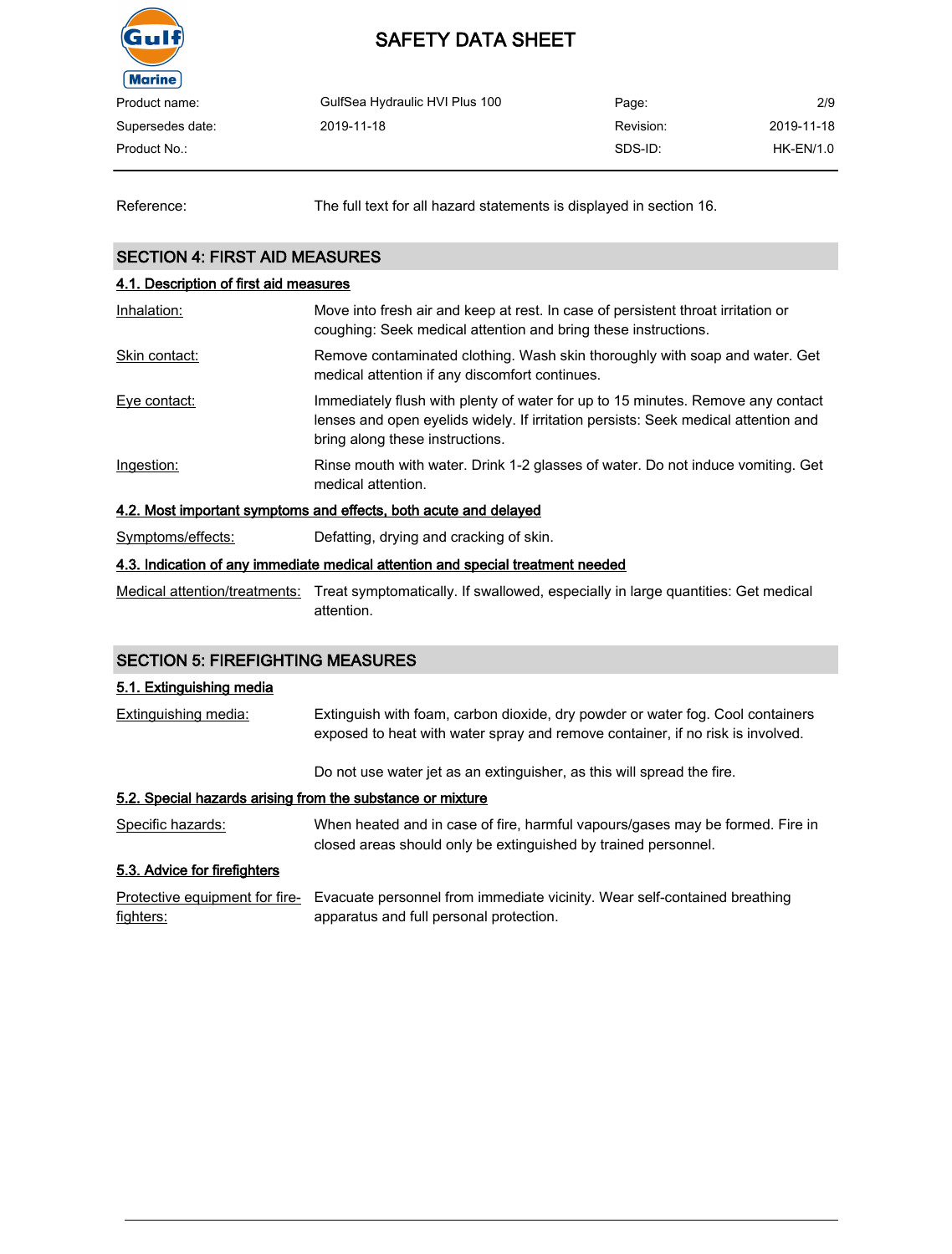Reference: The full text for all hazard statements is displayed in section 16.

## SECTION 4: FIRST AID MEASURES

### 4.1. Description of first aid measures

**Inhalation:** Move into fresh air and keep at rest. In case of persistent throat irritation or coughing: Seek medical attention and bring these instructions.

**Skin contact:** Remove contaminated clothing. Wash skin thoroughly with soap and water. Get medical attention if any discomfort continues.

**Eye contact:** Immediately flush with plenty of water for up to 15 minutes. Remove any contact lenses and open eyelids widely. If irritation persists: Seek medical attention and bring along these instructions.

**Ingestion:** Rinse mouth with water. Drink 1-2 glasses of water. Do not induce vomiting. Get medical attention.

### 4.2. Most important symptoms and effects, both acute and delayed

**Symptoms/effects:** Defatting, drying and cracking of skin.

### 4.3. Indication of any immediate medical attention and special treatment needed

**Medical attention/treatments:** Treat symptomatically. If swallowed, especially in large quantities: Get medical attention.

## SECTION 5: FIREFIGHTING MEASURES

### 5.1. Extinguishing media

**Extinguishing media:** Extinguish with foam, carbon dioxide, dry powder or water fog. Cool containers exposed to heat with water spray and remove container, if no risk is involved.

Do not use water jet as an extinguisher, as this will spread the fire.

### 5.2. Special hazards arising from the substance or mixture

**Specific hazards:** When heated and in case of fire, harmful vapours/gases may be formed. Fire in closed areas should only be extinguished by trained personnel.

### 5.3. Advice for firefighters

**Protective equipment for fire-fighters:** Evacuate personnel from immediate vicinity. Wear self-contained breathing apparatus and full personal protection.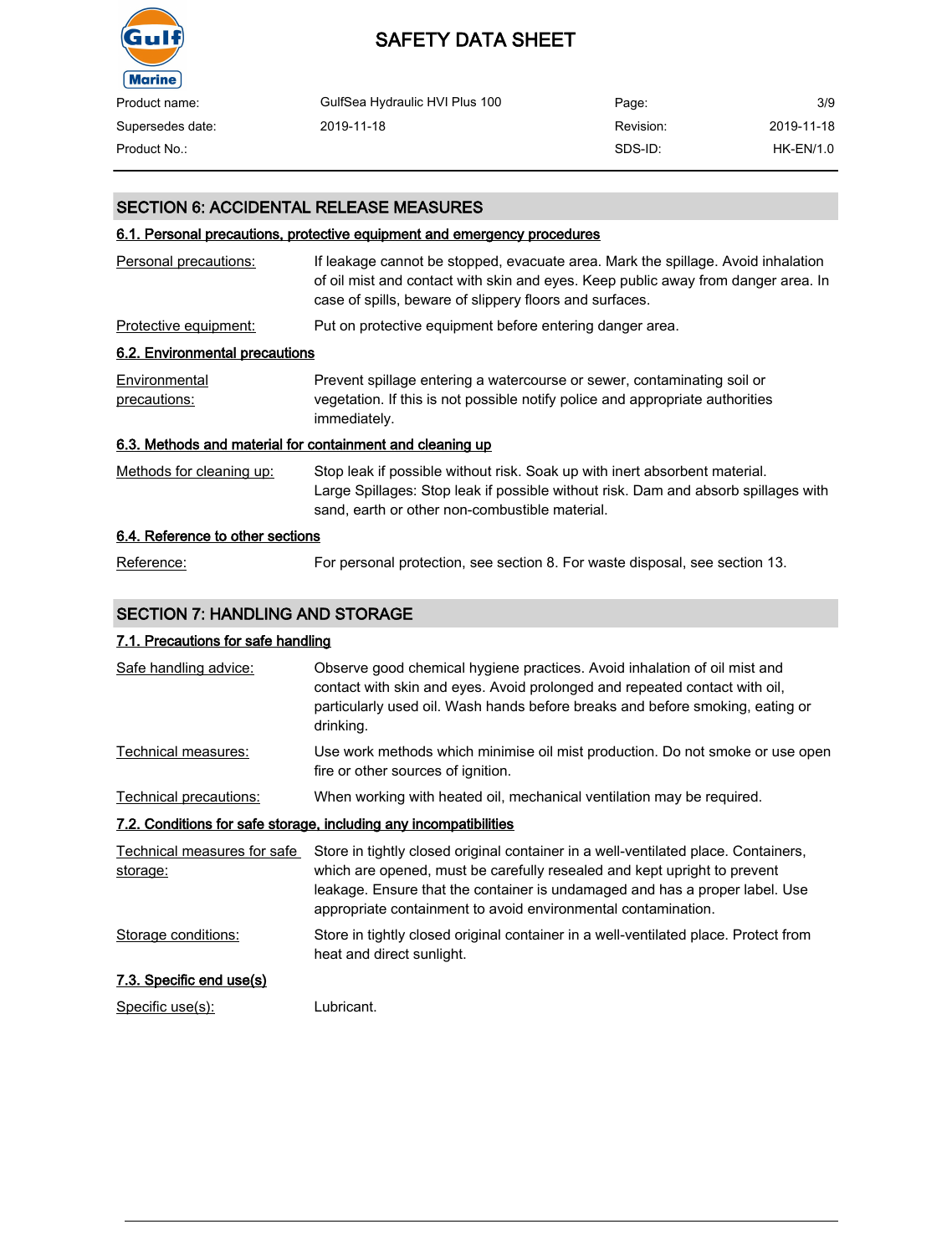## SECTION 6: ACCIDENTAL RELEASE MEASURES

### 6.1. Personal precautions, protective equipment and emergency procedures

| | |
|---|---|
| Personal precautions: | If leakage cannot be stopped, evacuate area. Mark the spillage. Avoid inhalation of oil mist and contact with skin and eyes. Keep public away from danger area. In case of spills, beware of slippery floors and surfaces. |
| Protective equipment: | Put on protective equipment before entering danger area. |

### 6.2. Environmental precautions

| | |
|---|---|
| Environmental precautions: | Prevent spillage entering a watercourse or sewer, contaminating soil or vegetation. If this is not possible notify police and appropriate authorities immediately. |

### 6.3. Methods and material for containment and cleaning up

| | |
|---|---|
| Methods for cleaning up: | Stop leak if possible without risk. Soak up with inert absorbent material. Large Spillages: Stop leak if possible without risk. Dam and absorb spillages with sand, earth or other non-combustible material. |

### 6.4. Reference to other sections

| | |
|---|---|
| Reference: | For personal protection, see section 8. For waste disposal, see section 13. |

## SECTION 7: HANDLING AND STORAGE

### 7.1. Precautions for safe handling

| | |
|---|---|
| Safe handling advice: | Observe good chemical hygiene practices. Avoid inhalation of oil mist and contact with skin and eyes. Avoid prolonged and repeated contact with oil, particularly used oil. Wash hands before breaks and before smoking, eating or drinking. |
| Technical measures: | Use work methods which minimise oil mist production. Do not smoke or use open fire or other sources of ignition. |
| Technical precautions: | When working with heated oil, mechanical ventilation may be required. |

### 7.2. Conditions for safe storage, including any incompatibilities

| | |
|---|---|
| Technical measures for safe storage: | Store in tightly closed original container in a well-ventilated place. Containers, which are opened, must be carefully resealed and kept upright to prevent leakage. Ensure that the container is undamaged and has a proper label. Use appropriate containment to avoid environmental contamination. |
| Storage conditions: | Store in tightly closed original container in a well-ventilated place. Protect from heat and direct sunlight. |

### 7.3. Specific end use(s)

| | |
|---|---|
| Specific use(s): | Lubricant. |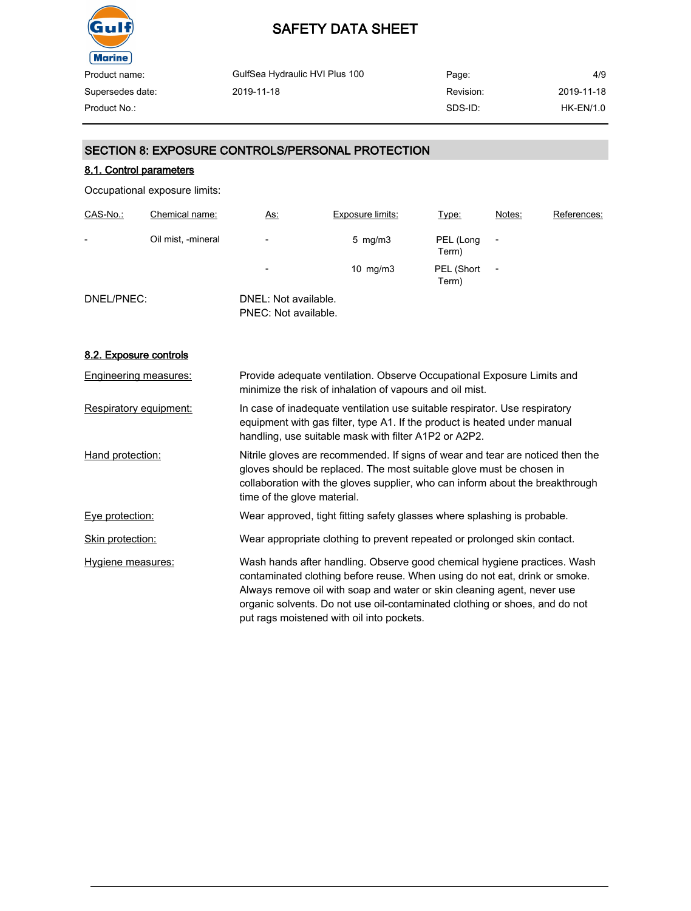## SECTION 8: EXPOSURE CONTROLS/PERSONAL PROTECTION

### 8.1. Control parameters

Occupational exposure limits:

| CAS-No.: | Chemical name: | As: | Exposure limits: | Type: | Notes: | References: |
|---|---|---|---|---|---|---|
| - | Oil mist, -mineral | - | 5 mg/m3 | PEL (Long Term) | - | |
| | | - | 10 mg/m3 | PEL (Short Term) | - | |

DNEL/PNEC:

DNEL: Not available.
PNEC: Not available.

### 8.2. Exposure controls

**Engineering measures:** Provide adequate ventilation. Observe Occupational Exposure Limits and minimize the risk of inhalation of vapours and oil mist.

**Respiratory equipment:** In case of inadequate ventilation use suitable respirator. Use respiratory equipment with gas filter, type A1. If the product is heated under manual handling, use suitable mask with filter A1P2 or A2P2.

**Hand protection:** Nitrile gloves are recommended. If signs of wear and tear are noticed then the gloves should be replaced. The most suitable glove must be chosen in collaboration with the gloves supplier, who can inform about the breakthrough time of the glove material.

**Eye protection:** Wear approved, tight fitting safety glasses where splashing is probable.

**Skin protection:** Wear appropriate clothing to prevent repeated or prolonged skin contact.

**Hygiene measures:** Wash hands after handling. Observe good chemical hygiene practices. Wash contaminated clothing before reuse. When using do not eat, drink or smoke. Always remove oil with soap and water or skin cleaning agent, never use organic solvents. Do not use oil-contaminated clothing or shoes, and do not put rags moistened with oil into pockets.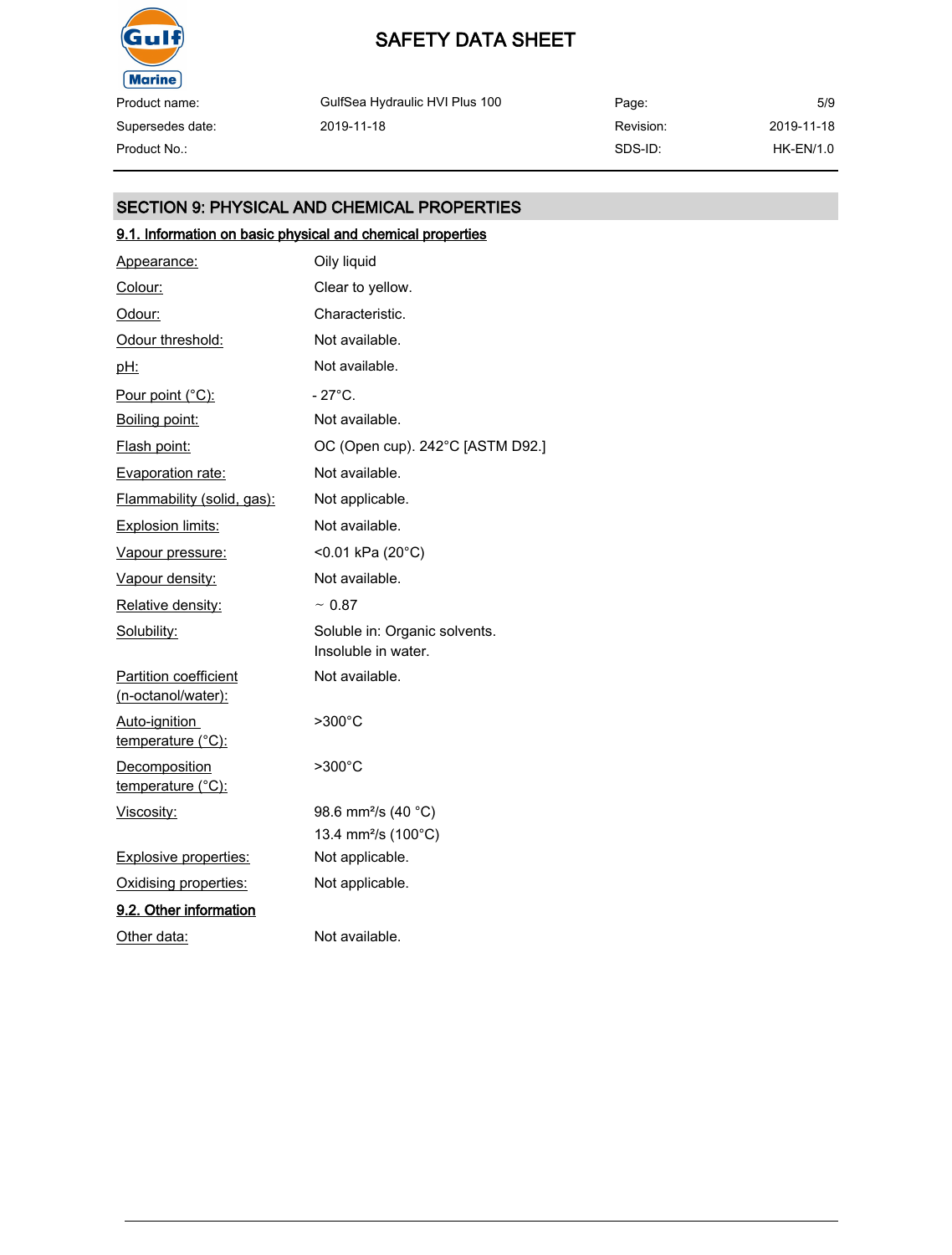## SECTION 9: PHYSICAL AND CHEMICAL PROPERTIES

### 9.1. Information on basic physical and chemical properties

| Property | Value |
|---|---|
| Appearance: | Oily liquid |
| Colour: | Clear to yellow. |
| Odour: | Characteristic. |
| Odour threshold: | Not available. |
| pH: | Not available. |
| Pour point (°C): | - 27°C. |
| Boiling point: | Not available. |
| Flash point: | OC (Open cup). 242°C [ASTM D92.] |
| Evaporation rate: | Not available. |
| Flammability (solid, gas): | Not applicable. |
| Explosion limits: | Not available. |
| Vapour pressure: | <0.01 kPa (20°C) |
| Vapour density: | Not available. |
| Relative density: | ~ 0.87 |
| Solubility: | Soluble in: Organic solvents. Insoluble in water. |
| Partition coefficient (n-octanol/water): | Not available. |
| Auto-ignition temperature (°C): | >300°C |
| Decomposition temperature (°C): | >300°C |
| Viscosity: | 98.6 mm²/s (40 °C) 13.4 mm²/s (100°C) |
| Explosive properties: | Not applicable. |
| Oxidising properties: | Not applicable. |

### 9.2. Other information

| Property | Value |
|---|---|
| Other data: | Not available. |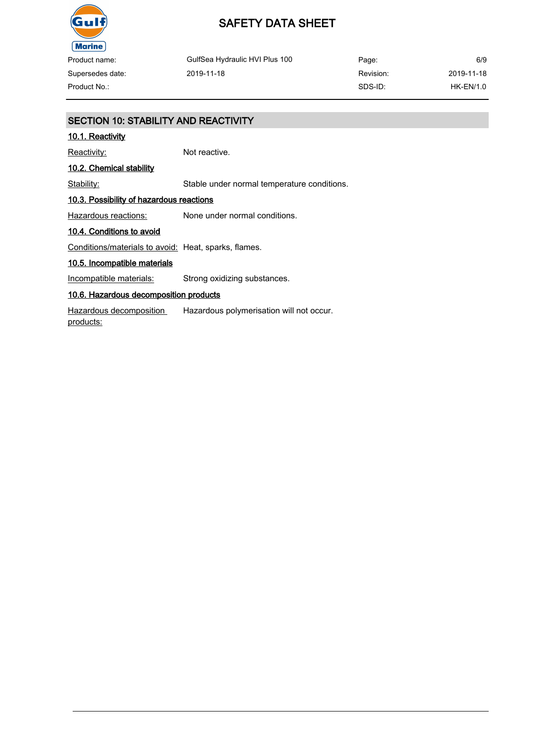## SECTION 10: STABILITY AND REACTIVITY

### 10.1. Reactivity

Reactivity: Not reactive.

### 10.2. Chemical stability

Stability: Stable under normal temperature conditions.

### 10.3. Possibility of hazardous reactions

Hazardous reactions: None under normal conditions.

### 10.4. Conditions to avoid

Conditions/materials to avoid: Heat, sparks, flames.

### 10.5. Incompatible materials

Incompatible materials: Strong oxidizing substances.

### 10.6. Hazardous decomposition products

Hazardous decomposition products: Hazardous polymerisation will not occur.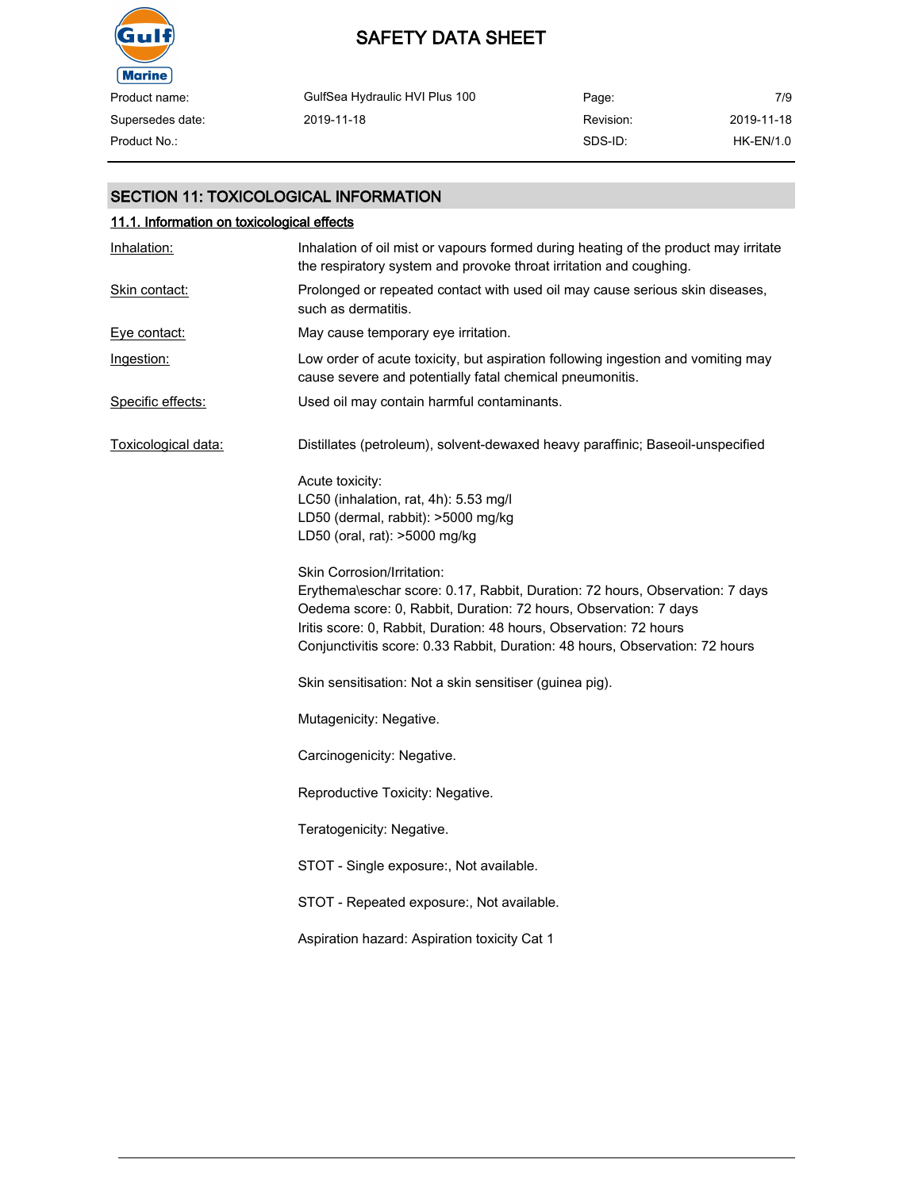## SECTION 11: TOXICOLOGICAL INFORMATION

### 11.1. Information on toxicological effects

**Inhalation:** Inhalation of oil mist or vapours formed during heating of the product may irritate the respiratory system and provoke throat irritation and coughing.

**Skin contact:** Prolonged or repeated contact with used oil may cause serious skin diseases, such as dermatitis.

**Eye contact:** May cause temporary eye irritation.

**Ingestion:** Low order of acute toxicity, but aspiration following ingestion and vomiting may cause severe and potentially fatal chemical pneumonitis.

**Specific effects:** Used oil may contain harmful contaminants.

**Toxicological data:** Distillates (petroleum), solvent-dewaxed heavy paraffinic; Baseoil-unspecified

Acute toxicity:
LC50 (inhalation, rat, 4h): 5.53 mg/l
LD50 (dermal, rabbit): >5000 mg/kg
LD50 (oral, rat): >5000 mg/kg

Skin Corrosion/Irritation:
Erythema\eschar score: 0.17, Rabbit, Duration: 72 hours, Observation: 7 days
Oedema score: 0, Rabbit, Duration: 72 hours, Observation: 7 days
Iritis score: 0, Rabbit, Duration: 48 hours, Observation: 72 hours
Conjunctivitis score: 0.33 Rabbit, Duration: 48 hours, Observation: 72 hours

Skin sensitisation: Not a skin sensitiser (guinea pig).

Mutagenicity: Negative.

Carcinogenicity: Negative.

Reproductive Toxicity: Negative.

Teratogenicity: Negative.

STOT - Single exposure:, Not available.

STOT - Repeated exposure:, Not available.

Aspiration hazard: Aspiration toxicity Cat 1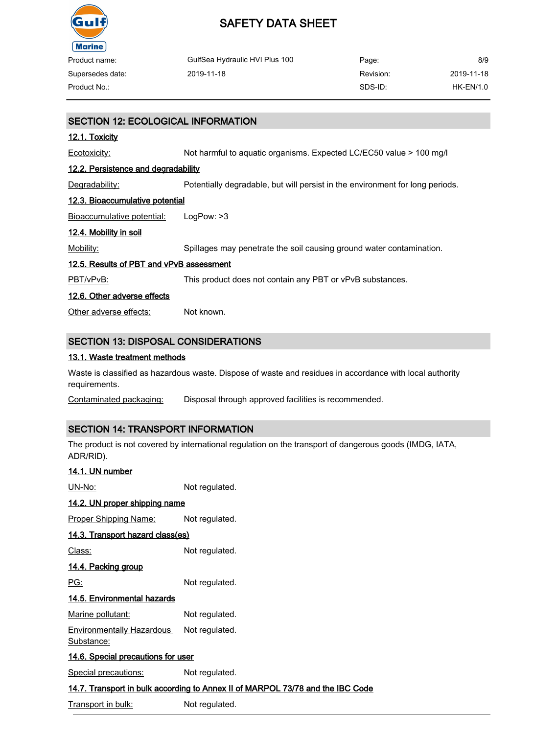## SECTION 12: ECOLOGICAL INFORMATION

### 12.1. Toxicity

Ecotoxicity: Not harmful to aquatic organisms. Expected LC/EC50 value > 100 mg/l

### 12.2. Persistence and degradability

Degradability: Potentially degradable, but will persist in the environment for long periods.

### 12.3. Bioaccumulative potential

Bioaccumulative potential: LogPow: >3

### 12.4. Mobility in soil

Mobility: Spillages may penetrate the soil causing ground water contamination.

### 12.5. Results of PBT and vPvB assessment

PBT/vPvB: This product does not contain any PBT or vPvB substances.

### 12.6. Other adverse effects

Other adverse effects: Not known.

## SECTION 13: DISPOSAL CONSIDERATIONS

### 13.1. Waste treatment methods

Waste is classified as hazardous waste. Dispose of waste and residues in accordance with local authority requirements.

Contaminated packaging: Disposal through approved facilities is recommended.

## SECTION 14: TRANSPORT INFORMATION

The product is not covered by international regulation on the transport of dangerous goods (IMDG, IATA, ADR/RID).

### 14.1. UN number

UN-No: Not regulated.

### 14.2. UN proper shipping name

Proper Shipping Name: Not regulated.

### 14.3. Transport hazard class(es)

Class: Not regulated.

### 14.4. Packing group

PG: Not regulated.

### 14.5. Environmental hazards

Marine pollutant: Not regulated.

Environmentally Hazardous Substance: Not regulated.

### 14.6. Special precautions for user

Special precautions: Not regulated.

### 14.7. Transport in bulk according to Annex II of MARPOL 73/78 and the IBC Code

Transport in bulk: Not regulated.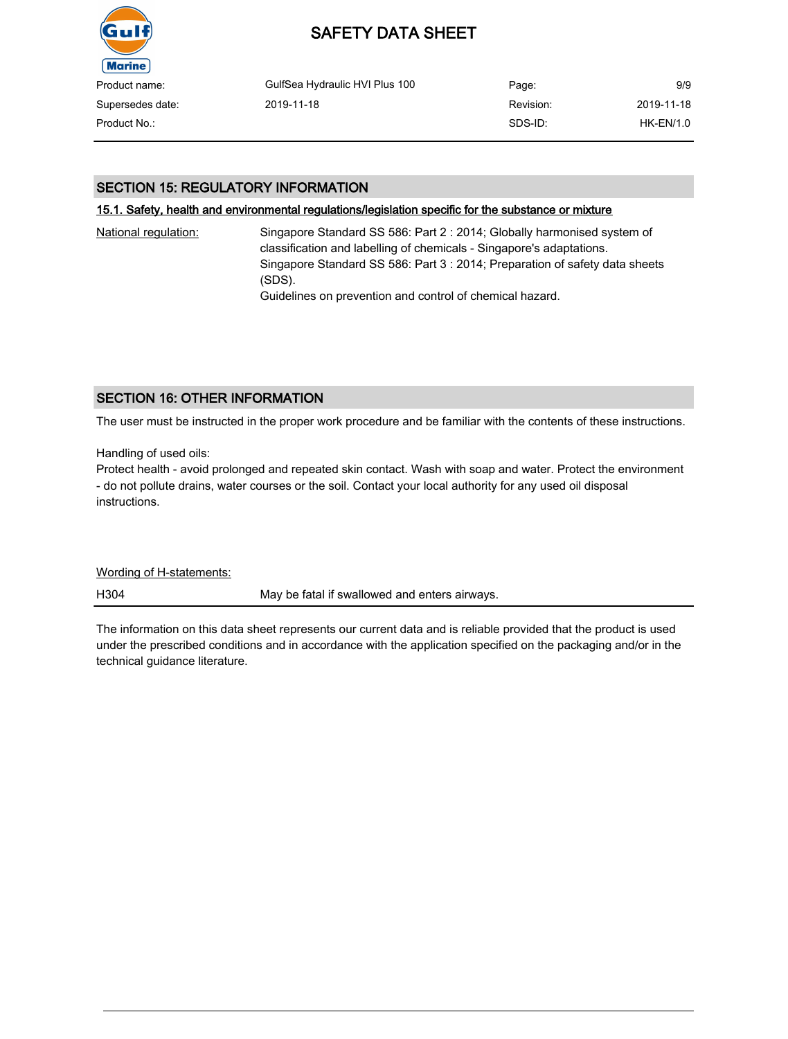## SECTION 15: REGULATORY INFORMATION

### 15.1. Safety, health and environmental regulations/legislation specific for the substance or mixture

| | |
|---|---|
| National regulation: | Singapore Standard SS 586: Part 2 : 2014; Globally harmonised system of classification and labelling of chemicals - Singapore's adaptations.<br>Singapore Standard SS 586: Part 3 : 2014; Preparation of safety data sheets (SDS).<br>Guidelines on prevention and control of chemical hazard. |

## SECTION 16: OTHER INFORMATION

The user must be instructed in the proper work procedure and be familiar with the contents of these instructions.

Handling of used oils:
Protect health - avoid prolonged and repeated skin contact. Wash with soap and water. Protect the environment - do not pollute drains, water courses or the soil. Contact your local authority for any used oil disposal instructions.

Wording of H-statements:

| | |
|---|---|
| H304 | May be fatal if swallowed and enters airways. |

The information on this data sheet represents our current data and is reliable provided that the product is used under the prescribed conditions and in accordance with the application specified on the packaging and/or in the technical guidance literature.